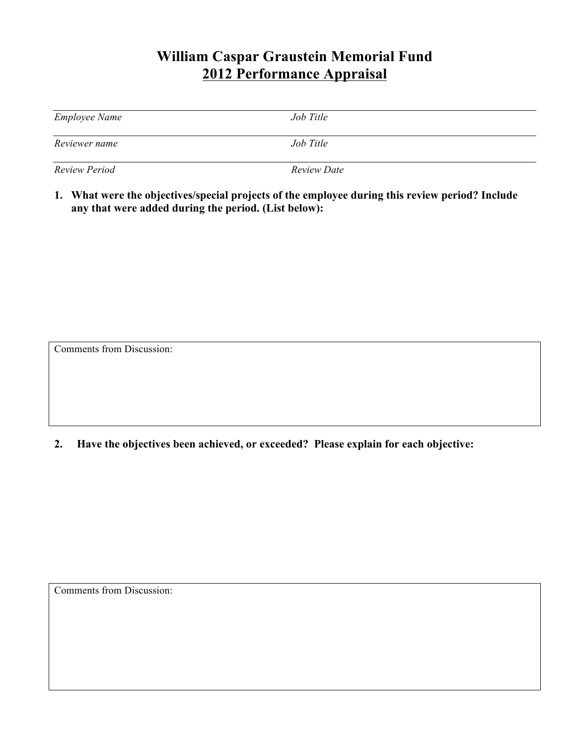# William Caspar Graustein Memorial Fund
## 2012 Performance Appraisal

| | |
|---|---|
| *Employee Name* | *Job Title* |
| *Reviewer name* | *Job Title* |
| *Review Period* | *Review Date* |

**1. What were the objectives/special projects of the employee during this review period? Include any that were added during the period. (List below):**

| Comments from Discussion: |
|---|
| |

**2. Have the objectives been achieved, or exceeded? Please explain for each objective:**

| Comments from Discussion: |
|---|
| |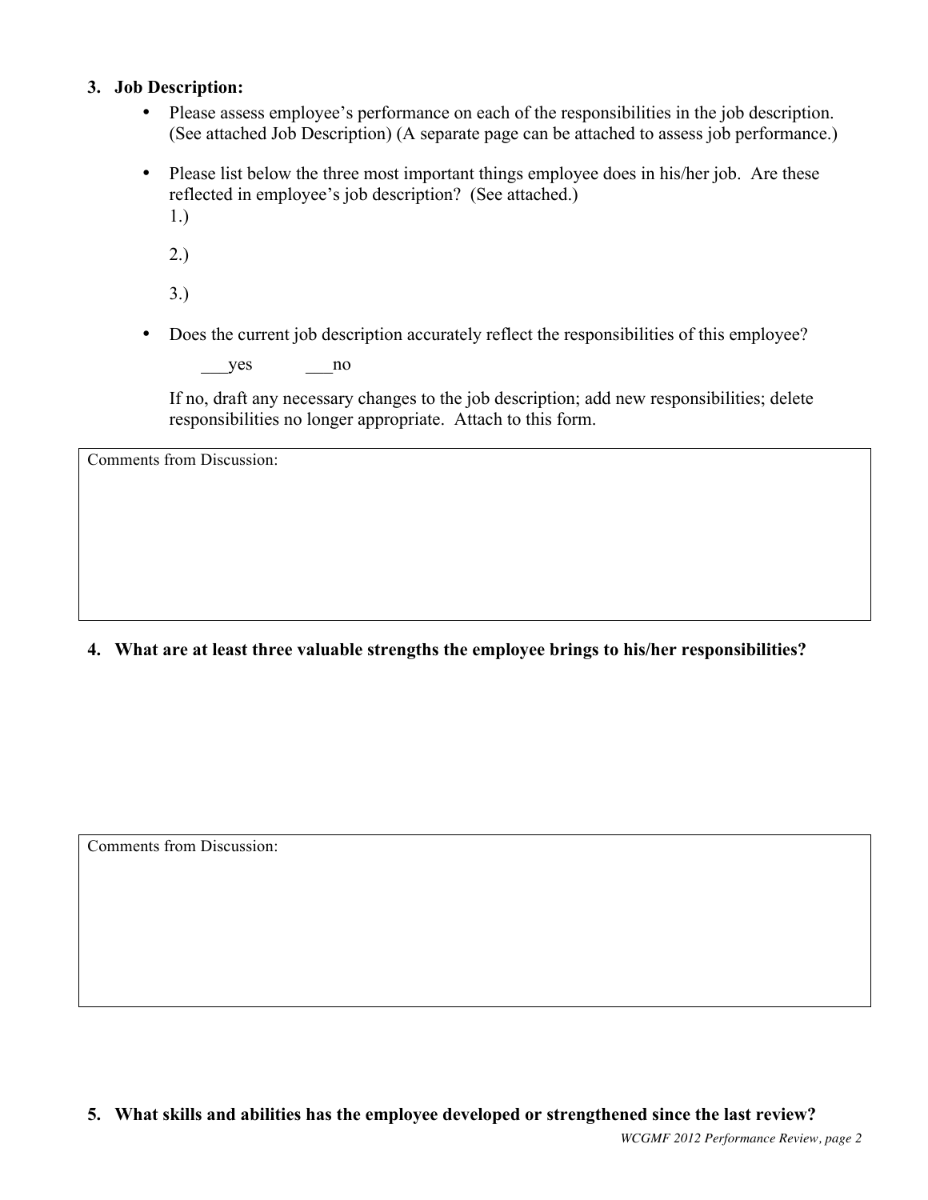**3. Job Description:**

- Please assess employee's performance on each of the responsibilities in the job description. (See attached Job Description) (A separate page can be attached to assess job performance.)

- Please list below the three most important things employee does in his/her job. Are these reflected in employee's job description? (See attached.)

  1.)

  2.)

  3.)

- Does the current job description accurately reflect the responsibilities of this employee?

  ___yes ___no

  If no, draft any necessary changes to the job description; add new responsibilities; delete responsibilities no longer appropriate. Attach to this form.

| Comments from Discussion: |
|---|
| |

**4. What are at least three valuable strengths the employee brings to his/her responsibilities?**

| Comments from Discussion: |
|---|
| |

**5. What skills and abilities has the employee developed or strengthened since the last review?**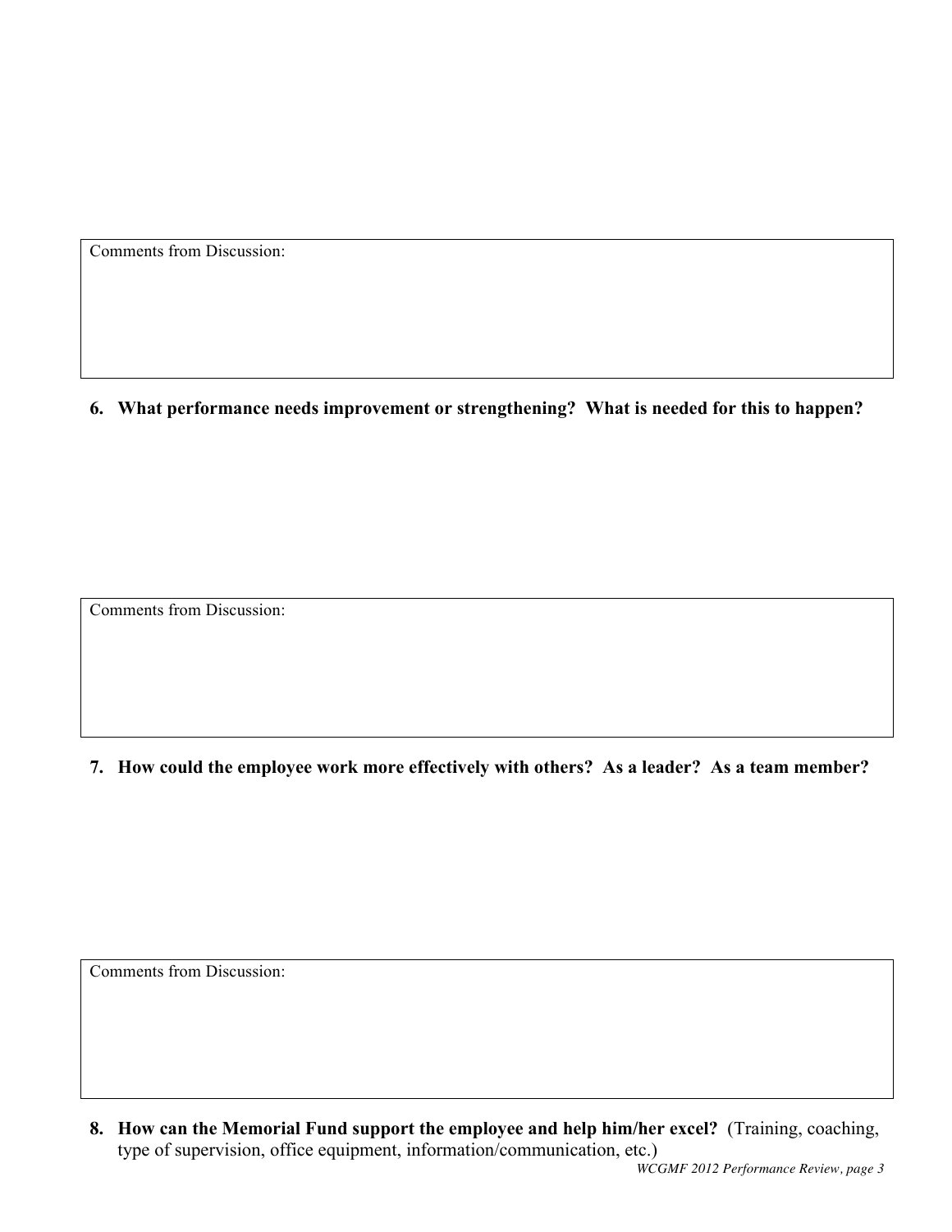Comments from Discussion:

6. **What performance needs improvement or strengthening? What is needed for this to happen?**

Comments from Discussion:

7. **How could the employee work more effectively with others? As a leader? As a team member?**

Comments from Discussion:

8. **How can the Memorial Fund support the employee and help him/her excel?** (Training, coaching, type of supervision, office equipment, information/communication, etc.)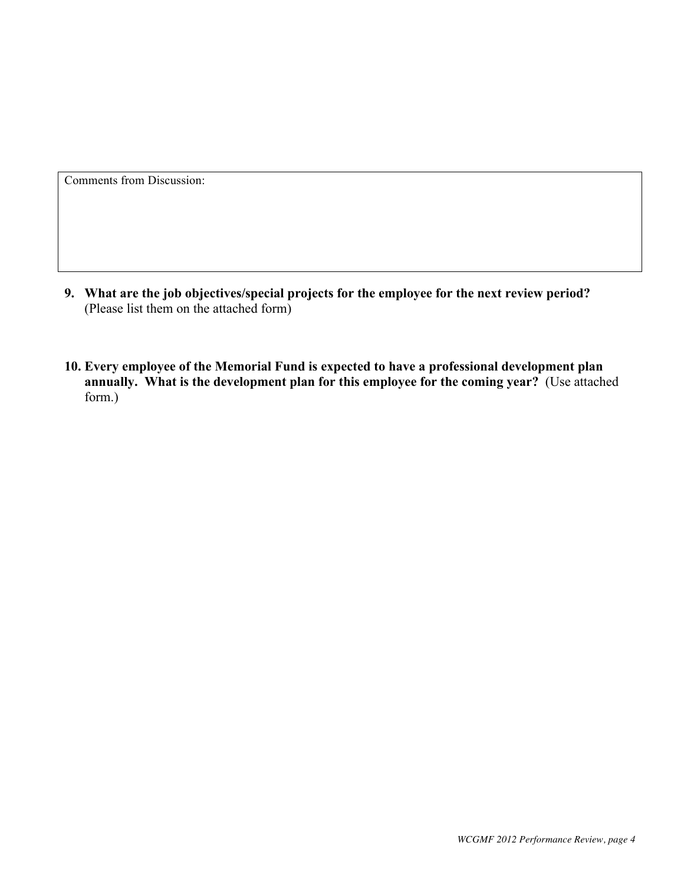| Comments from Discussion: |
| --- |
| |

9. **What are the job objectives/special projects for the employee for the next review period?** (Please list them on the attached form)

10. **Every employee of the Memorial Fund is expected to have a professional development plan annually. What is the development plan for this employee for the coming year?** (Use attached form.)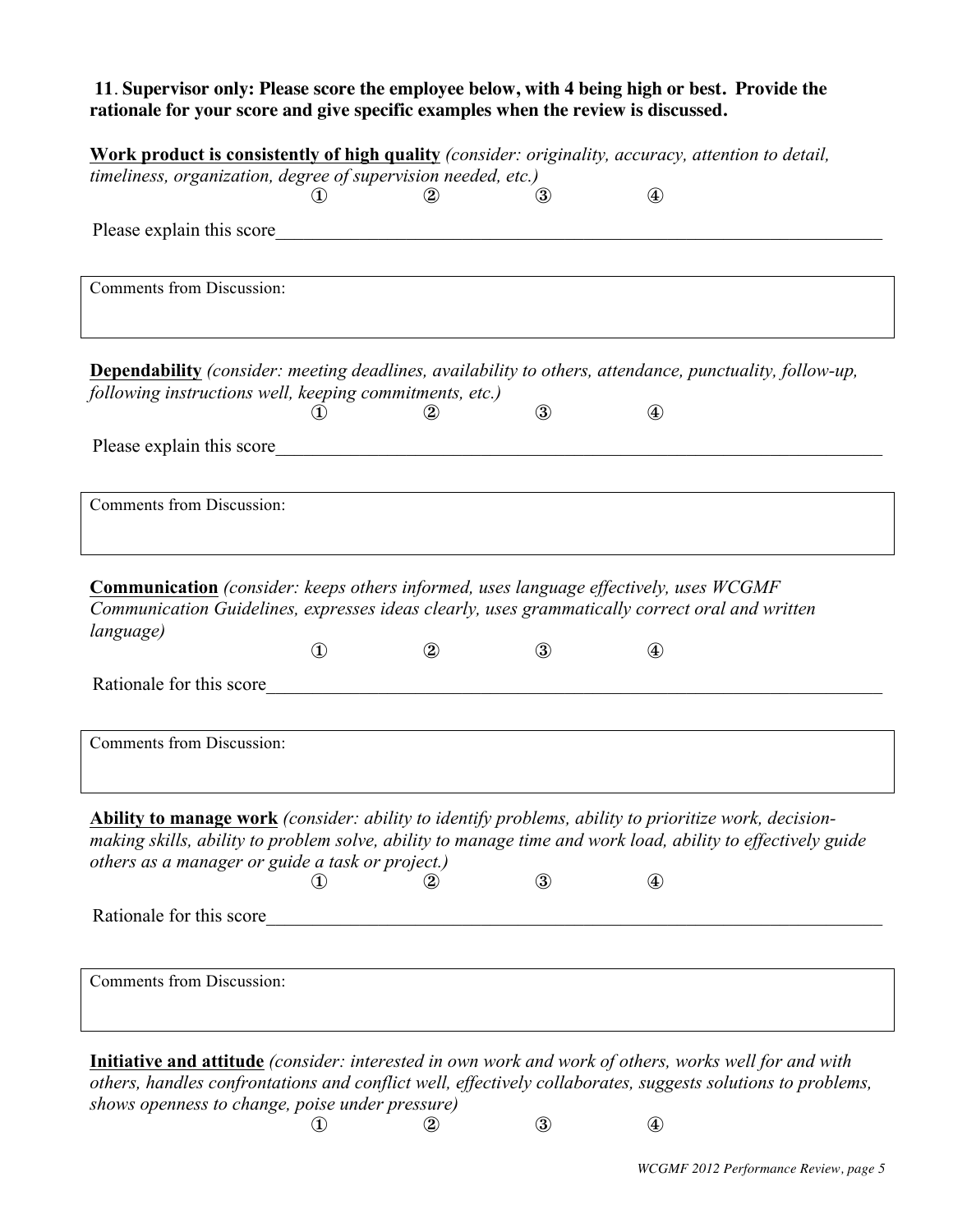**11**. **Supervisor only: Please score the employee below, with 4 being high or best. Provide the rationale for your score and give specific examples when the review is discussed.**

**Work product is consistently of high quality** *(consider: originality, accuracy, attention to detail, timeliness, organization, degree of supervision needed, etc.)*

① ② ③ ④

Please explain this score_______________________________________________________________________

| Comments from Discussion: |
|---|
| |

**Dependability** *(consider: meeting deadlines, availability to others, attendance, punctuality, follow-up, following instructions well, keeping commitments, etc.)*

① ② ③ ④

Please explain this score_______________________________________________________________________

| Comments from Discussion: |
|---|
| |

**Communication** *(consider: keeps others informed, uses language effectively, uses WCGMF Communication Guidelines, expresses ideas clearly, uses grammatically correct oral and written language)*

① ② ③ ④

Rationale for this score_______________________________________________________________________

| Comments from Discussion: |
|---|
| |

**Ability to manage work** *(consider: ability to identify problems, ability to prioritize work, decision-making skills, ability to problem solve, ability to manage time and work load, ability to effectively guide others as a manager or guide a task or project.)*

① ② ③ ④

Rationale for this score_______________________________________________________________________

| Comments from Discussion: |
|---|
| |

**Initiative and attitude** *(consider: interested in own work and work of others, works well for and with others, handles confrontations and conflict well, effectively collaborates, suggests solutions to problems, shows openness to change, poise under pressure)*

① ② ③ ④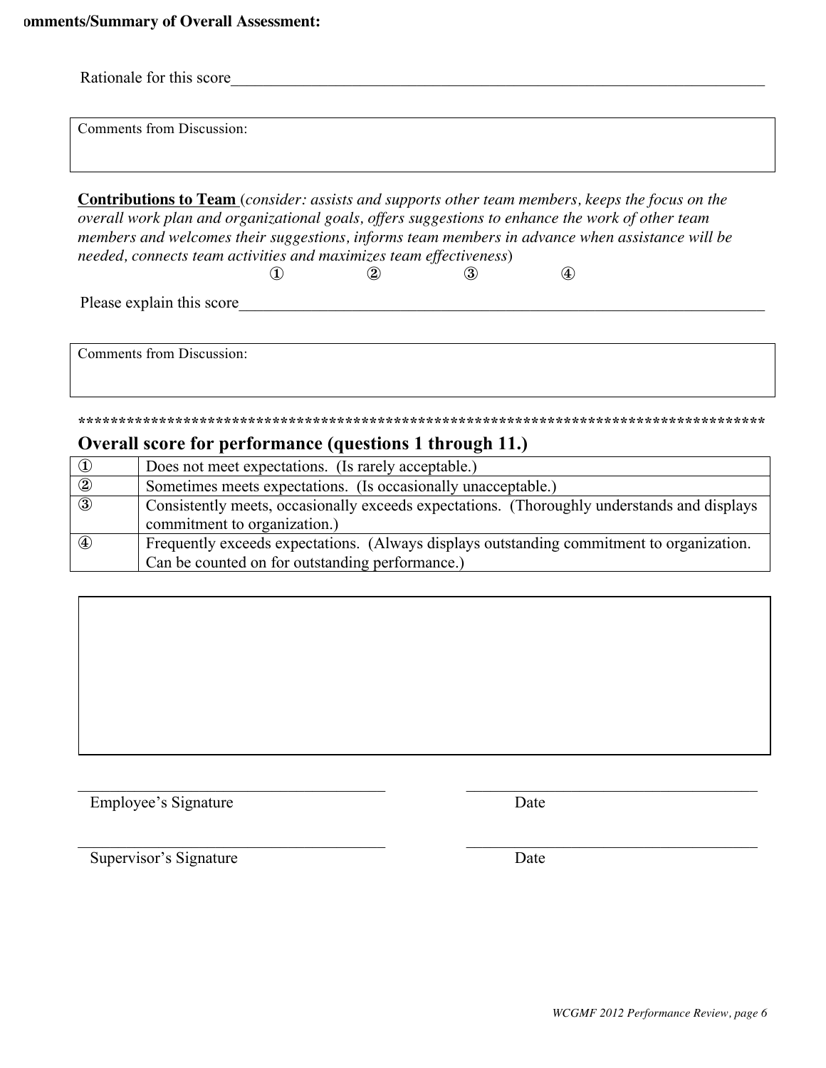**omments/Summary of Overall Assessment:**

Rationale for this score_______________________________________________________________________

Comments from Discussion:

**<u>Contributions to Team</u>** (*consider: assists and supports other team members, keeps the focus on the overall work plan and organizational goals, offers suggestions to enhance the work of other team members and welcomes their suggestions, informs team members in advance when assistance will be needed, connects team activities and maximizes team effectiveness*)

① ② ③ ④

Please explain this score_____________________________________________________________________

Comments from Discussion:

*************************************************************************************

## Overall score for performance (questions 1 through 11.)

| | |
|---|---|
| ① | Does not meet expectations. (Is rarely acceptable.) |
| ② | Sometimes meets expectations. (Is occasionally unacceptable.) |
| ③ | Consistently meets, occasionally exceeds expectations. (Thoroughly understands and displays commitment to organization.) |
| ④ | Frequently exceeds expectations. (Always displays outstanding commitment to organization. Can be counted on for outstanding performance.) |

_____________________________________ _____________________________________
Employee's Signature Date

_____________________________________ _____________________________________
Supervisor's Signature Date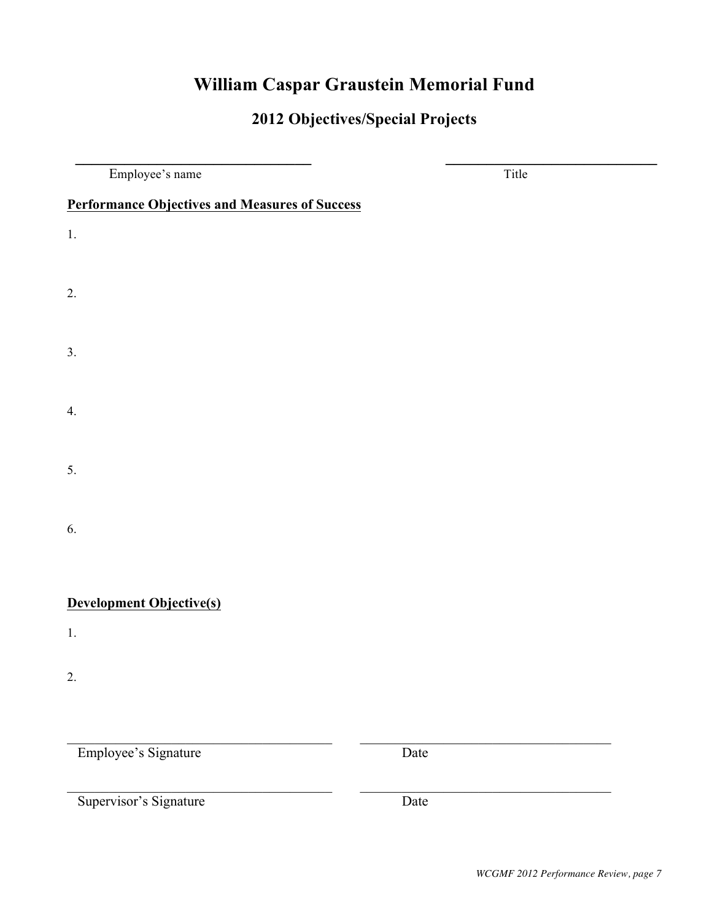# William Caspar Graustein Memorial Fund

## 2012 Objectives/Special Projects

\_\_\_\_\_\_\_\_\_\_\_\_\_\_\_\_\_\_\_\_\_\_\_\_\_\_\_\_\_\_\_\_\_\_ \_\_\_\_\_\_\_\_\_\_\_\_\_\_\_\_\_\_\_\_\_\_\_\_\_\_\_\_\_\_\_\_\_\_

Employee's name Title

**<u>Performance Objectives and Measures of Success</u>**

1.

2.

3.

4.

5.

6.

**<u>Development Objective(s)</u>**

1.

2.

\_\_\_\_\_\_\_\_\_\_\_\_\_\_\_\_\_\_\_\_\_\_\_\_\_\_\_\_\_\_\_\_\_\_ \_\_\_\_\_\_\_\_\_\_\_\_\_\_\_\_\_\_\_\_\_\_\_\_\_\_\_\_\_\_\_\_\_\_

Employee's Signature Date

\_\_\_\_\_\_\_\_\_\_\_\_\_\_\_\_\_\_\_\_\_\_\_\_\_\_\_\_\_\_\_\_\_\_ \_\_\_\_\_\_\_\_\_\_\_\_\_\_\_\_\_\_\_\_\_\_\_\_\_\_\_\_\_\_\_\_\_\_

Supervisor's Signature Date